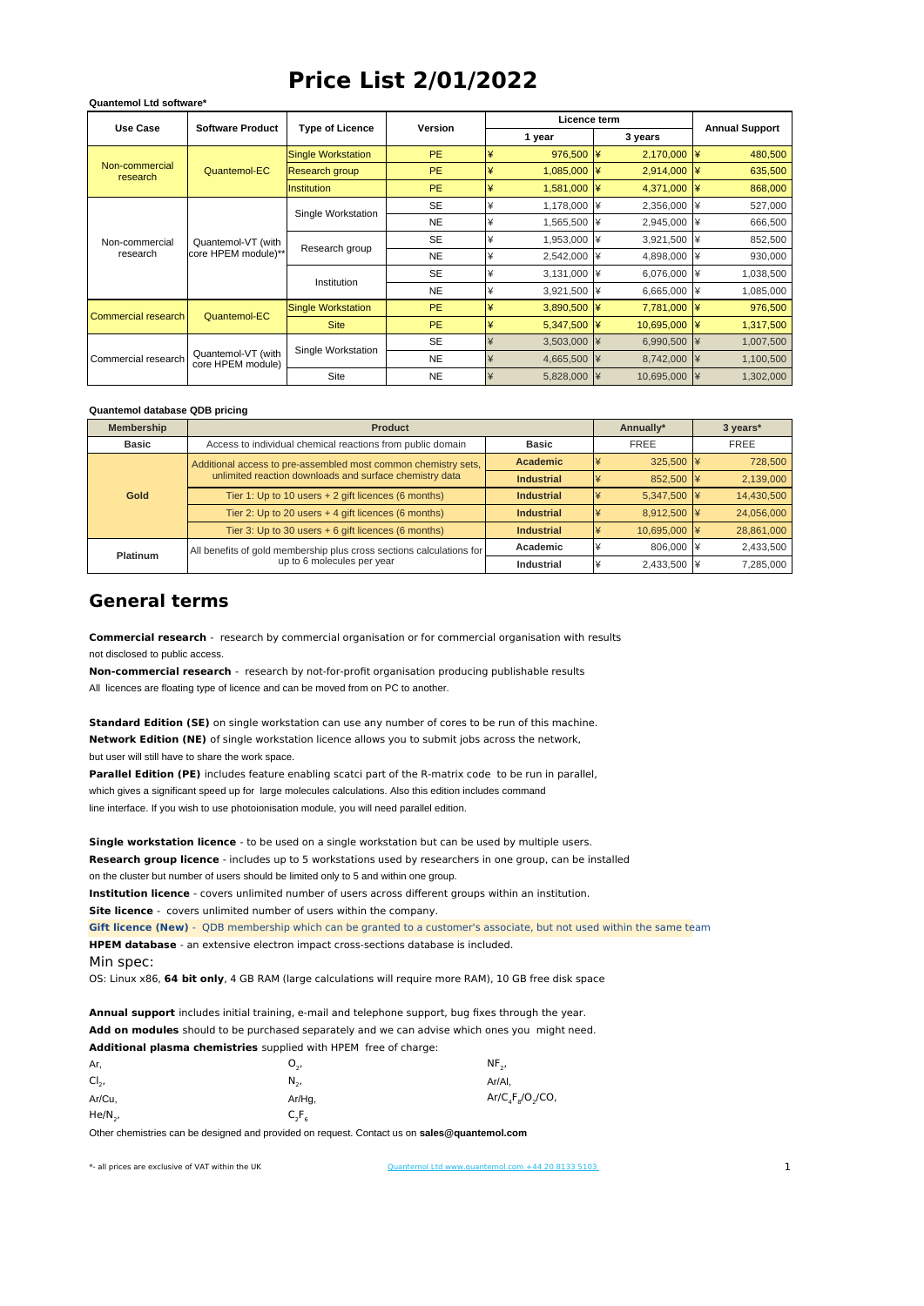# Price List 2/01/2022

**Quantemol Ltd software***

| Use Case | Software Product | Type of Licence | Version | Licence term | | Annual Support |
|---|---|---|---|---|---|---|
| | | | | 1 year | 3 years | |
| Non-commercial research | Quantemol-EC | Single Workstation | PE | ¥ 976,500 | ¥ 2,170,000 | ¥ 480,500 |
| | | Research group | PE | ¥ 1,085,000 | ¥ 2,914,000 | ¥ 635,500 |
| | | Institution | PE | ¥ 1,581,000 | ¥ 4,371,000 | ¥ 868,000 |
| Non-commercial research | Quantemol-VT (with core HPEM module)** | Single Workstation | SE | ¥ 1,178,000 | ¥ 2,356,000 | ¥ 527,000 |
| | | | NE | ¥ 1,565,500 | ¥ 2,945,000 | ¥ 666,500 |
| | | Research group | SE | ¥ 1,953,000 | ¥ 3,921,500 | ¥ 852,500 |
| | | | NE | ¥ 2,542,000 | ¥ 4,898,000 | ¥ 930,000 |
| | | Institution | SE | ¥ 3,131,000 | ¥ 6,076,000 | ¥ 1,038,500 |
| | | | NE | ¥ 3,921,500 | ¥ 6,665,000 | ¥ 1,085,000 |
| Commercial research | Quantemol-EC | Single Workstation | PE | ¥ 3,890,500 | ¥ 7,781,000 | ¥ 976,500 |
| | | Site | PE | ¥ 5,347,500 | ¥ 10,695,000 | ¥ 1,317,500 |
| Commercial research | Quantemol-VT (with core HPEM module) | Single Workstation | SE | ¥ 3,503,000 | ¥ 6,990,500 | ¥ 1,007,500 |
| | | | NE | ¥ 4,665,500 | ¥ 8,742,000 | ¥ 1,100,500 |
| | | Site | NE | ¥ 5,828,000 | ¥ 10,695,000 | ¥ 1,302,000 |

**Quantemol database QDB pricing**

| Membership | Product | | Annually* | 3 years* |
|---|---|---|---|---|
| Basic | Access to individual chemical reactions from public domain | Basic | FREE | FREE |
| Gold | Additional access to pre-assembled most common chemistry sets, unlimited reaction downloads and surface chemistry data | Academic | ¥ 325,500 | ¥ 728,500 |
| | | Industrial | ¥ 852,500 | ¥ 2,139,000 |
| | Tier 1: Up to 10 users + 2 gift licences (6 months) | Industrial | ¥ 5,347,500 | ¥ 14,430,500 |
| | Tier 2: Up to 20 users + 4 gift licences (6 months) | Industrial | ¥ 8,912,500 | ¥ 24,056,000 |
| | Tier 3: Up to 30 users + 6 gift licences (6 months) | Industrial | ¥ 10,695,000 | ¥ 28,861,000 |
| Platinum | All benefits of gold membership plus cross sections calculations for up to 6 molecules per year | Academic | ¥ 806,000 | ¥ 2,433,500 |
| | | Industrial | ¥ 2,433,500 | ¥ 7,285,000 |

## General terms

**Commercial research** - research by commercial organisation or for commercial organisation with results not disclosed to public access.

**Non-commercial research** - research by not-for-profit organisation producing publishable results

All licences are floating type of licence and can be moved from on PC to another.

**Standard Edition (SE)** on single workstation can use any number of cores to be run of this machine.

**Network Edition (NE)** of single workstation licence allows you to submit jobs across the network, but user will still have to share the work space.

**Parallel Edition (PE)** includes feature enabling scatci part of the R-matrix code to be run in parallel, which gives a significant speed up for large molecules calculations. Also this edition includes command line interface. If you wish to use photoionisation module, you will need parallel edition.

**Single workstation licence** - to be used on a single workstation but can be used by multiple users.

**Research group licence** - includes up to 5 workstations used by researchers in one group, can be installed on the cluster but number of users should be limited only to 5 and within one group.

**Institution licence** - covers unlimited number of users across different groups within an institution.

**Site licence** - covers unlimited number of users within the company.

**Gift licence (New)** - QDB membership which can be granted to a customer's associate, but not used within the same team

**HPEM database** - an extensive electron impact cross-sections database is included.

Min spec:

OS: Linux x86, **64 bit only**, 4 GB RAM (large calculations will require more RAM), 10 GB free disk space

**Annual support** includes initial training, e-mail and telephone support, bug fixes through the year.

**Add on modules** should to be purchased separately and we can advise which ones you might need.

**Additional plasma chemistries** supplied with HPEM free of charge:

| | | |
|---|---|---|
| Ar, | $O_2$, | $NF_2$, |
| $Cl_2$, | $N_2$, | Ar/Al, |
| Ar/Cu, | Ar/Hg, | Ar/$C_4F_8$/$O_2$/CO, |
| He/$N_2$, | $C_2F_6$ | |

Other chemistries can be designed and provided on request. Contact us on **sales@quantemol.com**

*- all prices are exclusive of VAT within the UK

Quantemol Ltd www.quantemol.com +44 20 8133 5103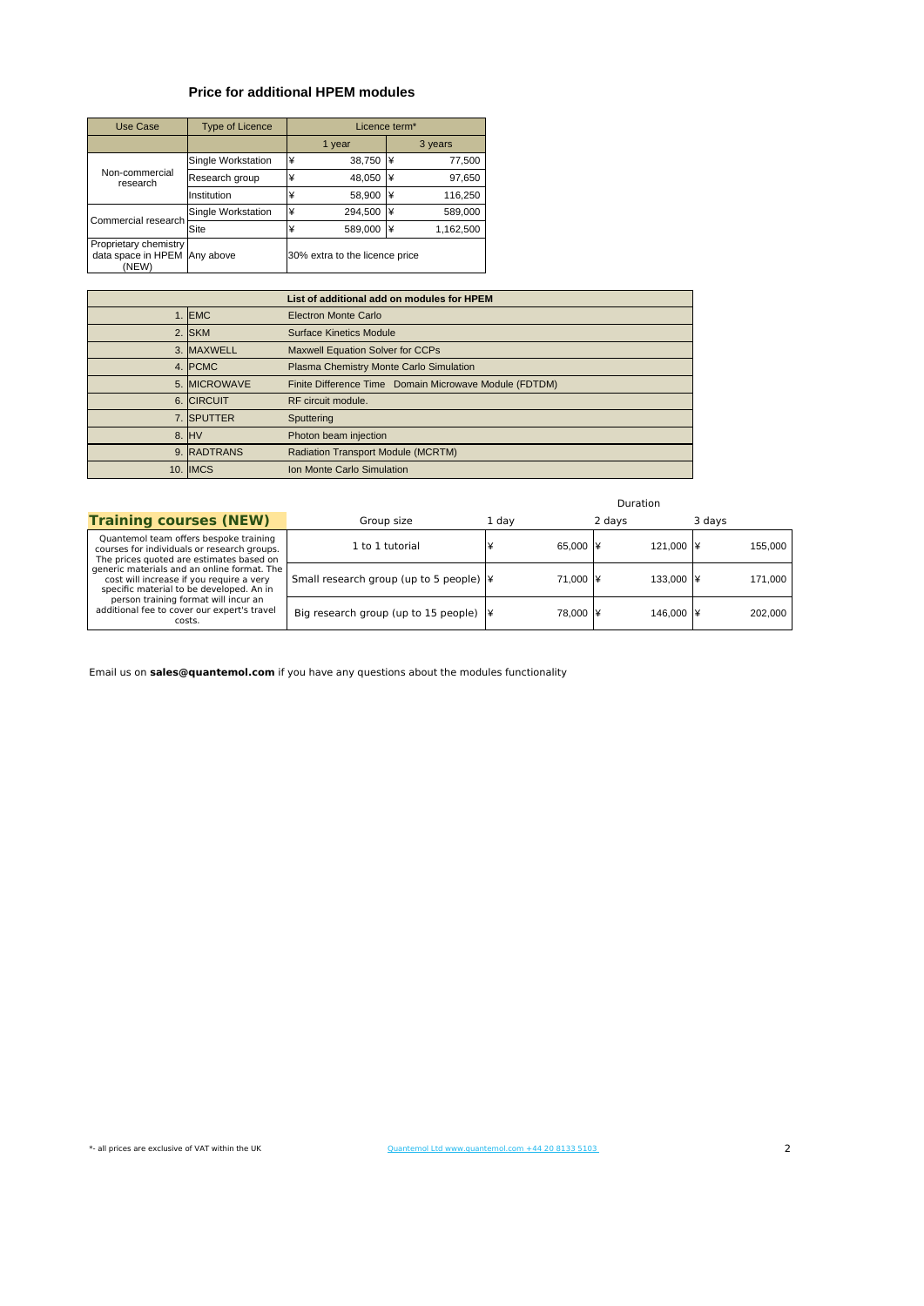## Price for additional HPEM modules

| Use Case | Type of Licence | Licence term* | |
|---|---|---|---|
| | | 1 year | 3 years |
| Non-commercial research | Single Workstation | ¥ 38,750 | ¥ 77,500 |
| | Research group | ¥ 48,050 | ¥ 97,650 |
| | Institution | ¥ 58,900 | ¥ 116,250 |
| Commercial research | Single Workstation | ¥ 294,500 | ¥ 589,000 |
| | Site | ¥ 589,000 | ¥ 1,162,500 |
| Proprietary chemistry data space in HPEM (NEW) | Any above | 30% extra to the licence price | |

| List of additional add on modules for HPEM | | |
|---|---|---|
| 1. | EMC | Electron Monte Carlo |
| 2. | SKM | Surface Kinetics Module |
| 3. | MAXWELL | Maxwell Equation Solver for CCPs |
| 4. | PCMC | Plasma Chemistry Monte Carlo Simulation |
| 5. | MICROWAVE | Finite Difference Time Domain Microwave Module (FDTDM) |
| 6. | CIRCUIT | RF circuit module. |
| 7. | SPUTTER | Sputtering |
| 8. | HV | Photon beam injection |
| 9. | RADTRANS | Radiation Transport Module (MCRTM) |
| 10. | IMCS | Ion Monte Carlo Simulation |

| **Training courses (NEW)** | Group size | Duration | | |
|---|---|---|---|---|
| | | 1 day | 2 days | 3 days |
| Quantemol team offers bespoke training courses for individuals or research groups. The prices quoted are estimates based on generic materials and an online format. The cost will increase if you require a very specific material to be developed. An in person training format will incur an additional fee to cover our expert's travel costs. | 1 to 1 tutorial | ¥ 65,000 | ¥ 121,000 | ¥ 155,000 |
| | Small research group (up to 5 people) | ¥ 71,000 | ¥ 133,000 | ¥ 171,000 |
| | Big research group (up to 15 people) | ¥ 78,000 | ¥ 146,000 | ¥ 202,000 |

Email us on **sales@quantemol.com** if you have any questions about the modules functionality

*- all prices are exclusive of VAT within the UK

Quantemol Ltd www.quantemol.com +44 20 8133 5103